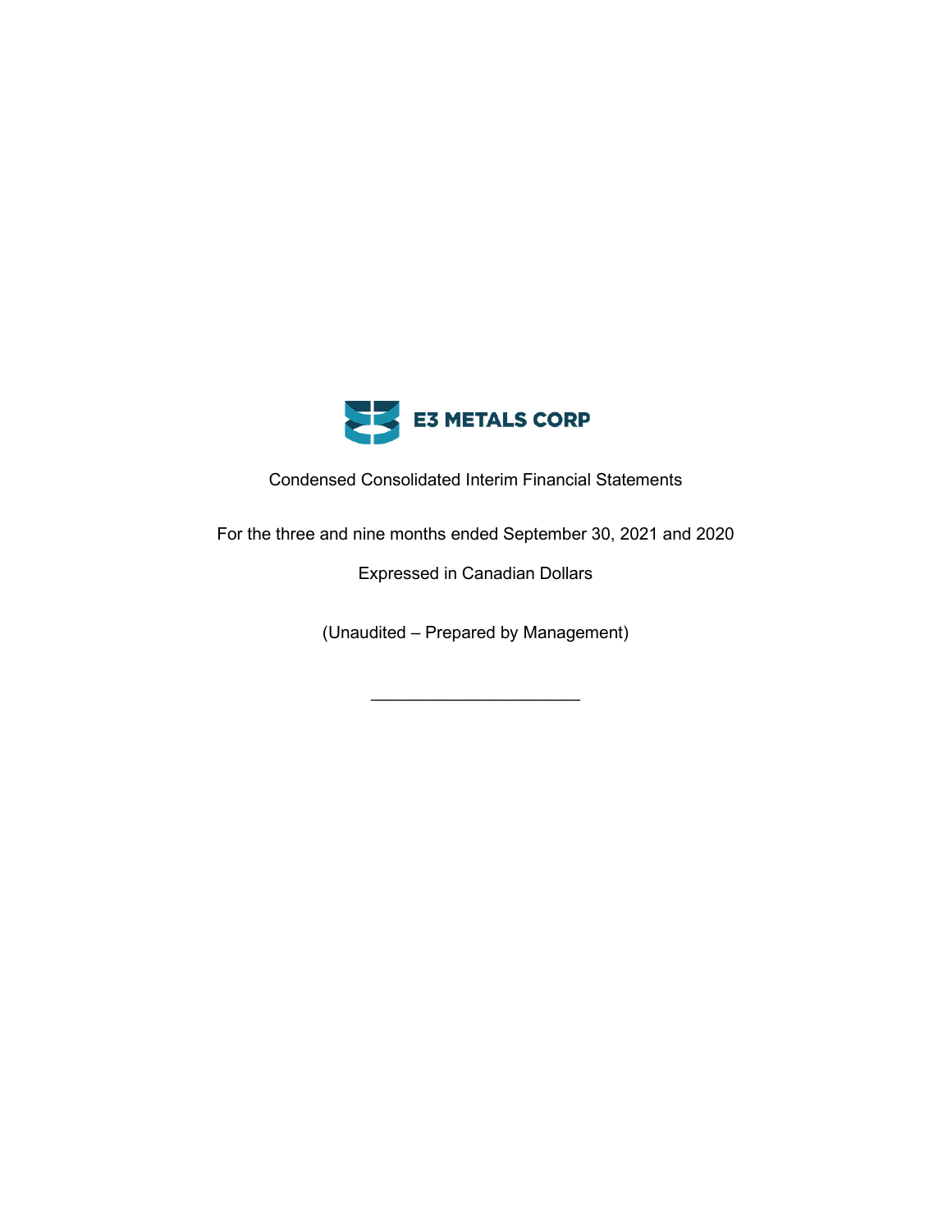# E3 METALS CORP

Condensed Consolidated Interim Financial Statements

For the three and nine months ended September 30, 2021 and 2020

Expressed in Canadian Dollars

(Unaudited – Prepared by Management)

______________________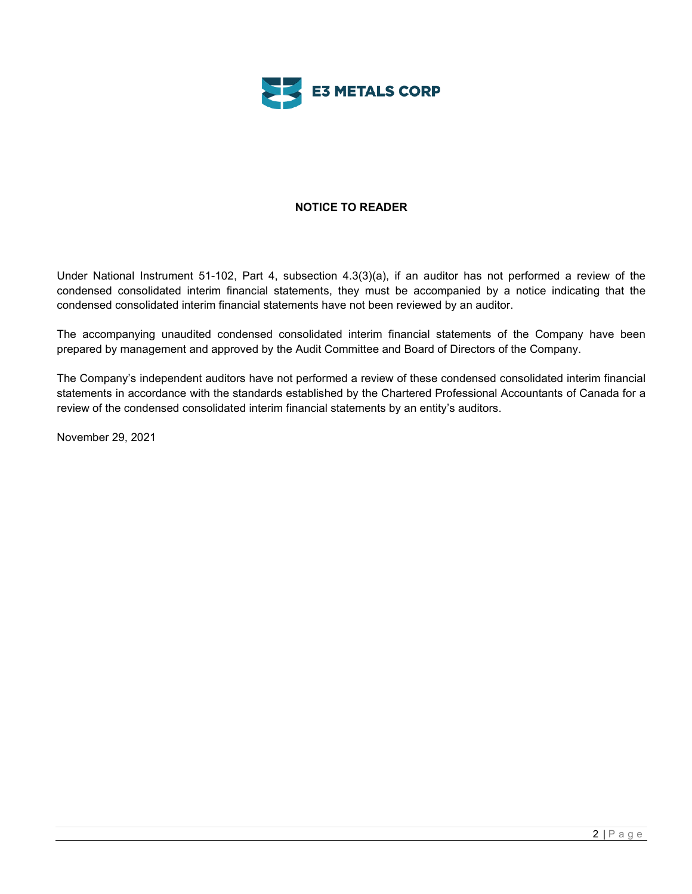E3 METALS CORP

## NOTICE TO READER

Under National Instrument 51-102, Part 4, subsection 4.3(3)(a), if an auditor has not performed a review of the condensed consolidated interim financial statements, they must be accompanied by a notice indicating that the condensed consolidated interim financial statements have not been reviewed by an auditor.

The accompanying unaudited condensed consolidated interim financial statements of the Company have been prepared by management and approved by the Audit Committee and Board of Directors of the Company.

The Company's independent auditors have not performed a review of these condensed consolidated interim financial statements in accordance with the standards established by the Chartered Professional Accountants of Canada for a review of the condensed consolidated interim financial statements by an entity's auditors.

November 29, 2021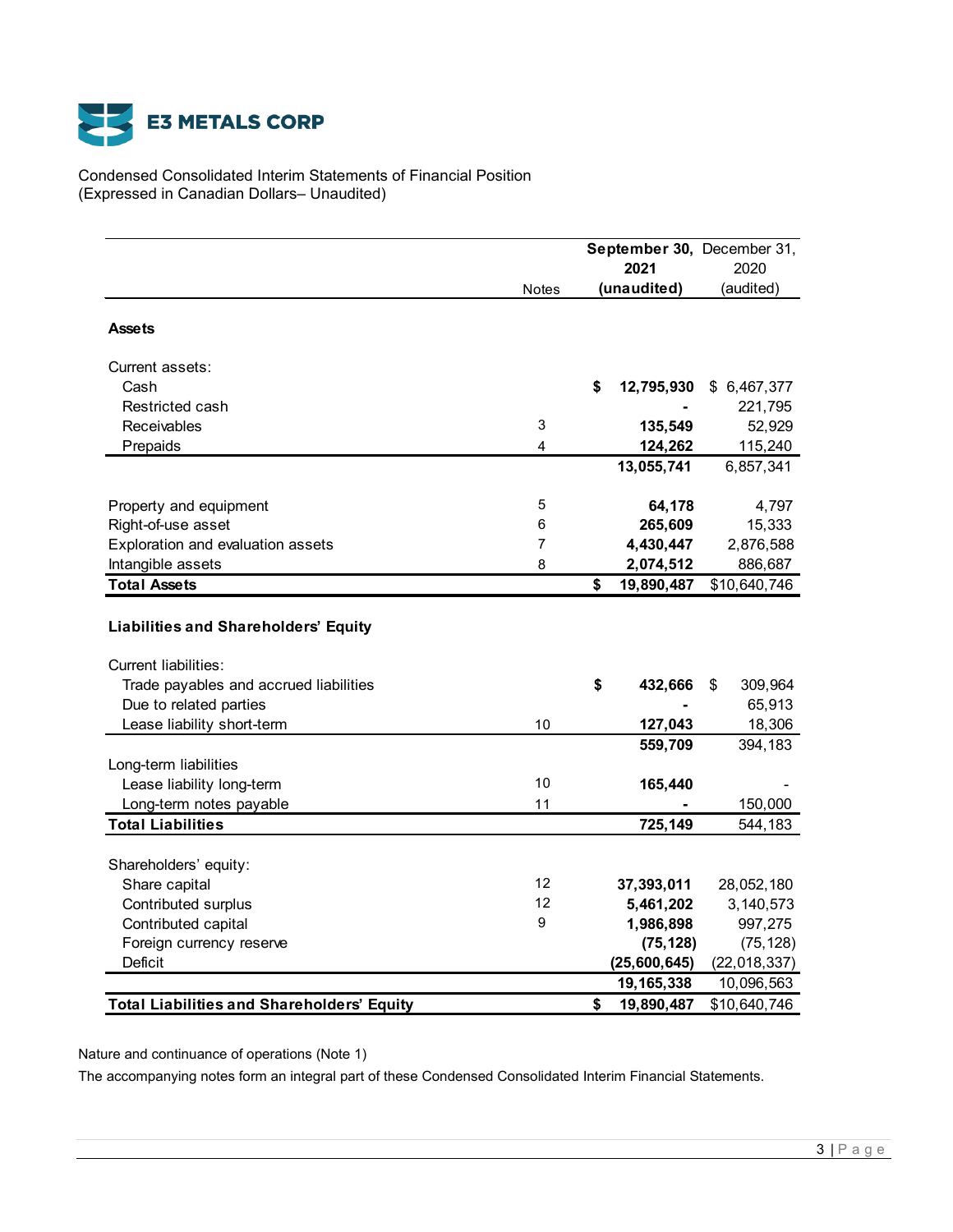**E3 METALS CORP**

Condensed Consolidated Interim Statements of Financial Position
(Expressed in Canadian Dollars– Unaudited)

| | Notes | September 30, 2021 (unaudited) | December 31, 2020 (audited) |
|---|---|---|---|
| **Assets** | | | |
| Current assets: | | | |
| Cash | | $ **12,795,930** | $ 6,467,377 |
| Restricted cash | | **-** | 221,795 |
| Receivables | 3 | **135,549** | 52,929 |
| Prepaids | 4 | **124,262** | 115,240 |
| | | **13,055,741** | 6,857,341 |
| Property and equipment | 5 | **64,178** | 4,797 |
| Right-of-use asset | 6 | **265,609** | 15,333 |
| Exploration and evaluation assets | 7 | **4,430,447** | 2,876,588 |
| Intangible assets | 8 | **2,074,512** | 886,687 |
| **Total Assets** | | $ **19,890,487** | $10,640,746 |
| **Liabilities and Shareholders' Equity** | | | |
| Current liabilities: | | | |
| Trade payables and accrued liabilities | | $ **432,666** | $ 309,964 |
| Due to related parties | | **-** | 65,913 |
| Lease liability short-term | 10 | **127,043** | 18,306 |
| | | **559,709** | 394,183 |
| Long-term liabilities | | | |
| Lease liability long-term | 10 | **165,440** | - |
| Long-term notes payable | 11 | **-** | 150,000 |
| **Total Liabilities** | | **725,149** | 544,183 |
| Shareholders' equity: | | | |
| Share capital | 12 | **37,393,011** | 28,052,180 |
| Contributed surplus | 12 | **5,461,202** | 3,140,573 |
| Contributed capital | 9 | **1,986,898** | 997,275 |
| Foreign currency reserve | | **(75,128)** | (75,128) |
| Deficit | | **(25,600,645)** | (22,018,337) |
| | | **19,165,338** | 10,096,563 |
| **Total Liabilities and Shareholders' Equity** | | $ **19,890,487** | $10,640,746 |

Nature and continuance of operations (Note 1)

The accompanying notes form an integral part of these Condensed Consolidated Interim Financial Statements.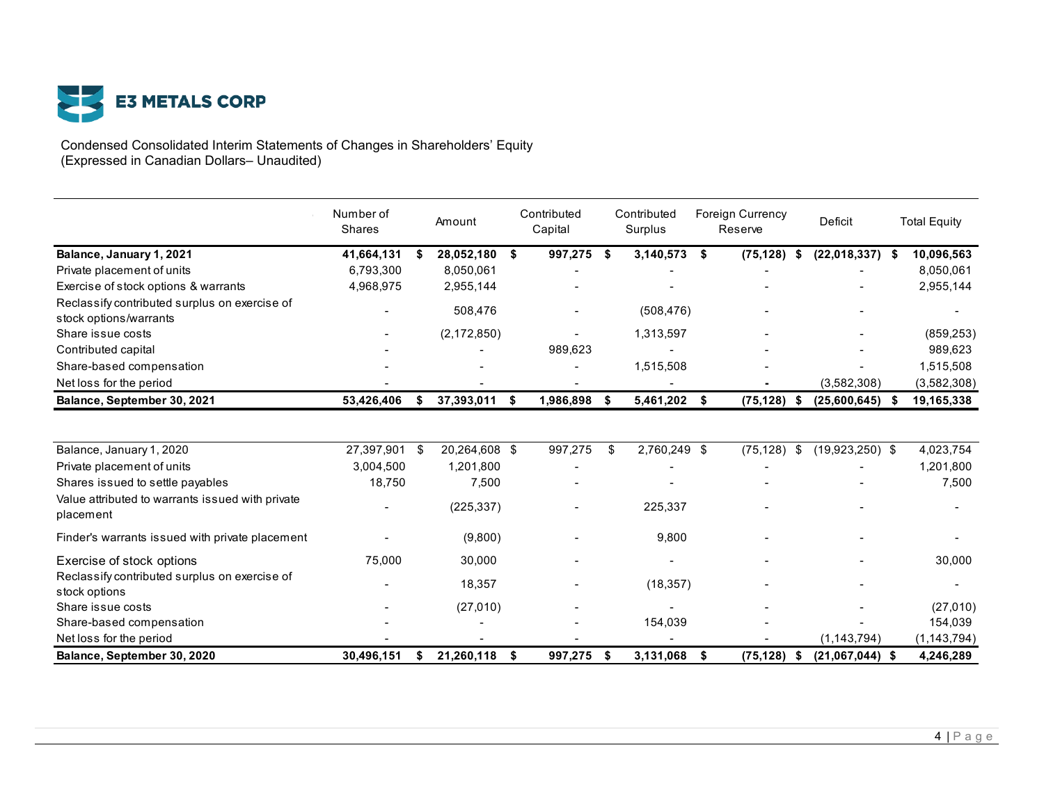**E3 METALS CORP**

Condensed Consolidated Interim Statements of Changes in Shareholders' Equity
(Expressed in Canadian Dollars– Unaudited)

| | Number of Shares | Amount | Contributed Capital | Contributed Surplus | Foreign Currency Reserve | Deficit | Total Equity |
|---|---|---|---|---|---|---|---|
| **Balance, January 1, 2021** | **41,664,131** | **$ 28,052,180** | **$ 997,275** | **$ 3,140,573** | **$ (75,128)** | **$ (22,018,337)** | **$ 10,096,563** |
| Private placement of units | 6,793,300 | 8,050,061 | - | - | - | - | 8,050,061 |
| Exercise of stock options & warrants | 4,968,975 | 2,955,144 | - | - | - | - | 2,955,144 |
| Reclassify contributed surplus on exercise of stock options/warrants | - | 508,476 | - | (508,476) | - | - | - |
| Share issue costs | - | (2,172,850) | - | 1,313,597 | - | - | (859,253) |
| Contributed capital | - | - | 989,623 | - | - | - | 989,623 |
| Share-based compensation | - | - | - | 1,515,508 | - | - | 1,515,508 |
| Net loss for the period | - | - | - | - | - | (3,582,308) | (3,582,308) |
| **Balance, September 30, 2021** | **53,426,406** | **$ 37,393,011** | **$ 1,986,898** | **$ 5,461,202** | **$ (75,128)** | **$ (25,600,645)** | **$ 19,165,338** |

| | Number of Shares | Amount | Contributed Capital | Contributed Surplus | Foreign Currency Reserve | Deficit | Total Equity |
|---|---|---|---|---|---|---|---|
| Balance, January 1, 2020 | 27,397,901 | $ 20,264,608 | $ 997,275 | $ 2,760,249 | $ (75,128) | $ (19,923,250) | $ 4,023,754 |
| Private placement of units | 3,004,500 | 1,201,800 | - | - | - | - | 1,201,800 |
| Shares issued to settle payables | 18,750 | 7,500 | - | - | - | - | 7,500 |
| Value attributed to warrants issued with private placement | - | (225,337) | - | 225,337 | - | - | - |
| Finder's warrants issued with private placement | - | (9,800) | - | 9,800 | - | - | - |
| Exercise of stock options | 75,000 | 30,000 | - | - | - | - | 30,000 |
| Reclassify contributed surplus on exercise of stock options | - | 18,357 | - | (18,357) | - | - | - |
| Share issue costs | - | (27,010) | - | - | - | - | (27,010) |
| Share-based compensation | - | - | - | 154,039 | - | - | 154,039 |
| Net loss for the period | - | - | - | - | - | (1,143,794) | (1,143,794) |
| **Balance, September 30, 2020** | **30,496,151** | **$ 21,260,118** | **$ 997,275** | **$ 3,131,068** | **$ (75,128)** | **$ (21,067,044)** | **$ 4,246,289** |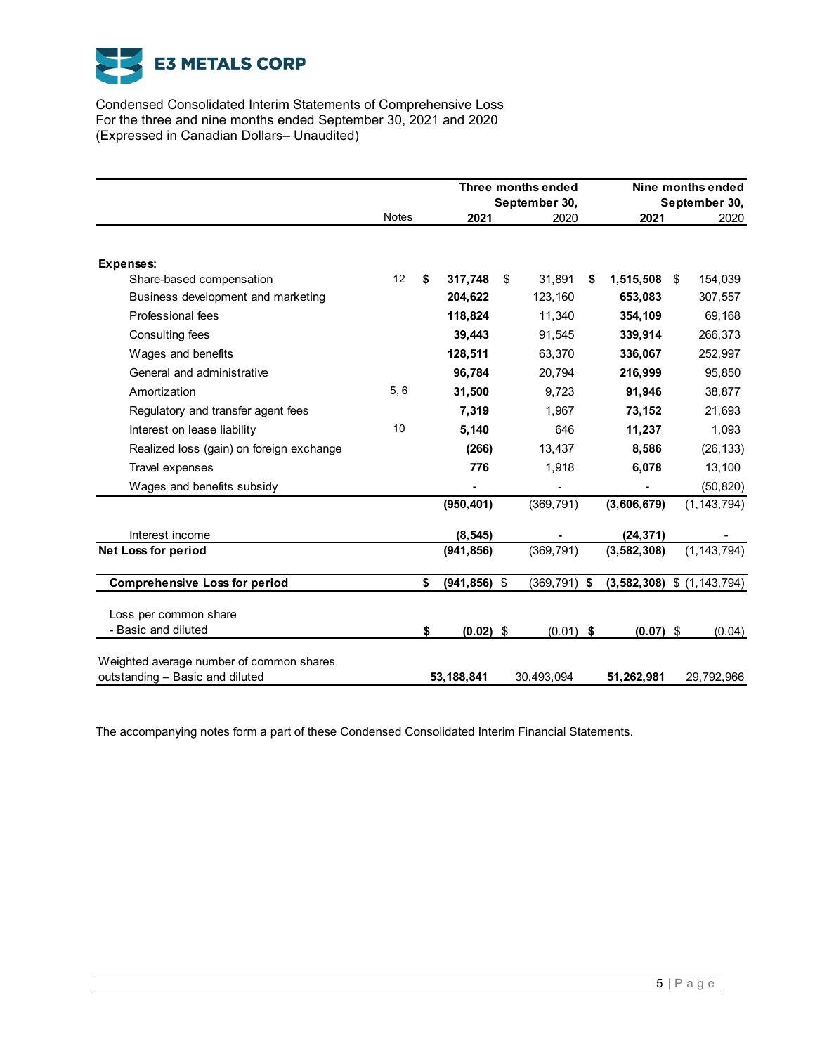# E3 METALS CORP

Condensed Consolidated Interim Statements of Comprehensive Loss
For the three and nine months ended September 30, 2021 and 2020
(Expressed in Canadian Dollars– Unaudited)

| | Notes | Three months ended September 30, 2021 | Three months ended September 30, 2020 | Nine months ended September 30, 2021 | Nine months ended September 30, 2020 |
|---|---|---|---|---|---|
| **Expenses:** | | | | | |
| Share-based compensation | 12 | **$ 317,748** | $ 31,891 | **$ 1,515,508** | $ 154,039 |
| Business development and marketing | | **204,622** | 123,160 | **653,083** | 307,557 |
| Professional fees | | **118,824** | 11,340 | **354,109** | 69,168 |
| Consulting fees | | **39,443** | 91,545 | **339,914** | 266,373 |
| Wages and benefits | | **128,511** | 63,370 | **336,067** | 252,997 |
| General and administrative | | **96,784** | 20,794 | **216,999** | 95,850 |
| Amortization | 5, 6 | **31,500** | 9,723 | **91,946** | 38,877 |
| Regulatory and transfer agent fees | | **7,319** | 1,967 | **73,152** | 21,693 |
| Interest on lease liability | 10 | **5,140** | 646 | **11,237** | 1,093 |
| Realized loss (gain) on foreign exchange | | **(266)** | 13,437 | **8,586** | (26,133) |
| Travel expenses | | **776** | 1,918 | **6,078** | 13,100 |
| Wages and benefits subsidy | | **-** | - | **-** | (50,820) |
| | | **(950,401)** | (369,791) | **(3,606,679)** | (1,143,794) |
| Interest income | | **(8,545)** | - | **(24,371)** | - |
| **Net Loss for period** | | **(941,856)** | (369,791) | **(3,582,308)** | (1,143,794) |
| **Comprehensive Loss for period** | | **$ (941,856)** | $ (369,791) | **$ (3,582,308)** | $ (1,143,794) |
| Loss per common share - Basic and diluted | | **$ (0.02)** | $ (0.01) | **$ (0.07)** | $ (0.04) |
| Weighted average number of common shares outstanding – Basic and diluted | | **53,188,841** | 30,493,094 | **51,262,981** | 29,792,966 |

The accompanying notes form a part of these Condensed Consolidated Interim Financial Statements.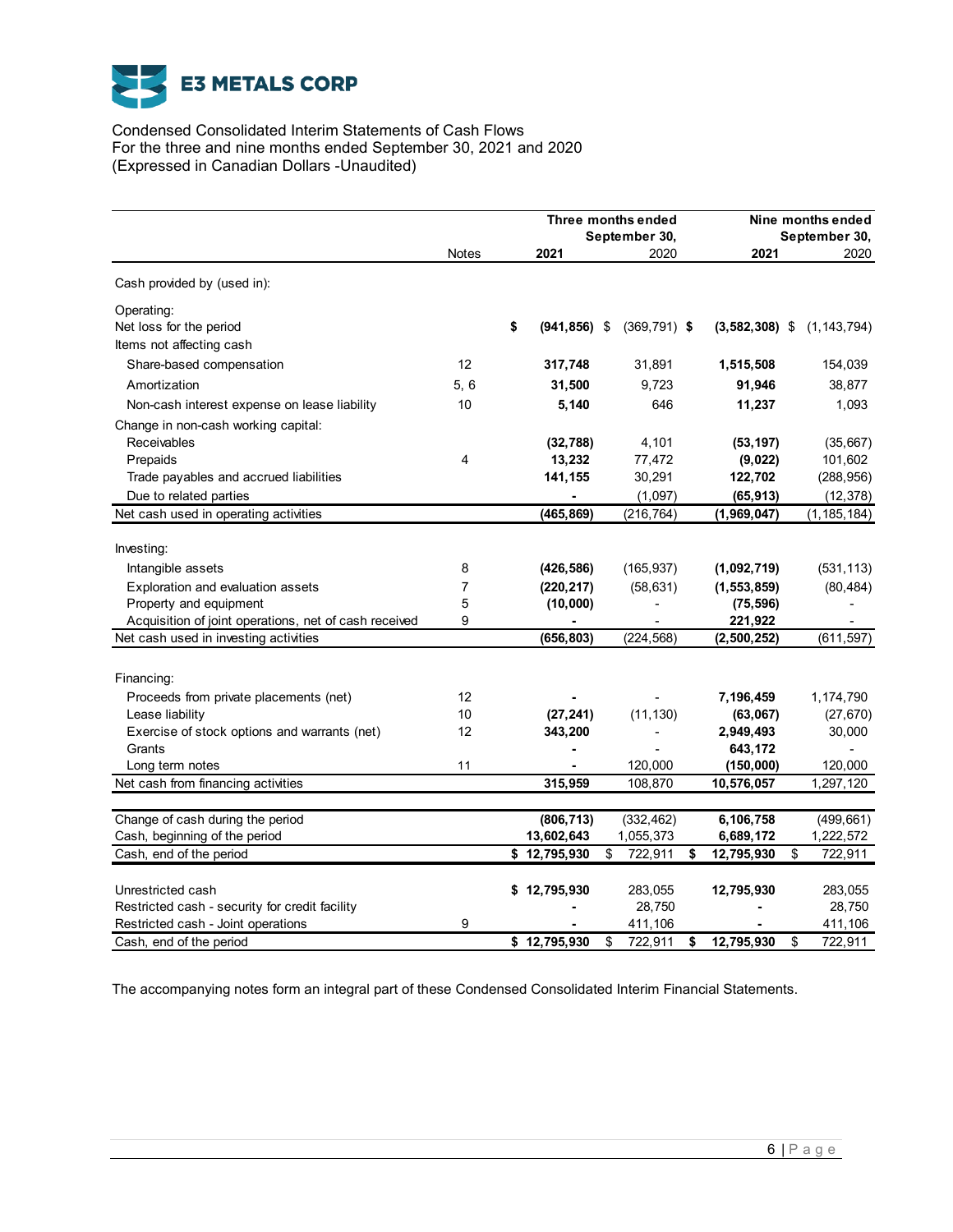**E3 METALS CORP**

Condensed Consolidated Interim Statements of Cash Flows
For the three and nine months ended September 30, 2021 and 2020
(Expressed in Canadian Dollars -Unaudited)

| | Notes | Three months ended September 30, 2021 | Three months ended September 30, 2020 | Nine months ended September 30, 2021 | Nine months ended September 30, 2020 |
|---|---|---|---|---|---|
| Cash provided by (used in): | | | | | |
| Operating: | | | | | |
| Net loss for the period | | **$ (941,856)** | $ (369,791) | **$ (3,582,308)** | $ (1,143,794) |
| Items not affecting cash | | | | | |
| Share-based compensation | 12 | **317,748** | 31,891 | **1,515,508** | 154,039 |
| Amortization | 5, 6 | **31,500** | 9,723 | **91,946** | 38,877 |
| Non-cash interest expense on lease liability | 10 | **5,140** | 646 | **11,237** | 1,093 |
| Change in non-cash working capital: | | | | | |
| Receivables | | **(32,788)** | 4,101 | **(53,197)** | (35,667) |
| Prepaids | 4 | **13,232** | 77,472 | **(9,022)** | 101,602 |
| Trade payables and accrued liabilities | | **141,155** | 30,291 | **122,702** | (288,956) |
| Due to related parties | | **-** | (1,097) | **(65,913)** | (12,378) |
| Net cash used in operating activities | | **(465,869)** | (216,764) | **(1,969,047)** | (1,185,184) |
| Investing: | | | | | |
| Intangible assets | 8 | **(426,586)** | (165,937) | **(1,092,719)** | (531,113) |
| Exploration and evaluation assets | 7 | **(220,217)** | (58,631) | **(1,553,859)** | (80,484) |
| Property and equipment | 5 | **(10,000)** | - | **(75,596)** | - |
| Acquisition of joint operations, net of cash received | 9 | **-** | - | **221,922** | - |
| Net cash used in investing activities | | **(656,803)** | (224,568) | **(2,500,252)** | (611,597) |
| Financing: | | | | | |
| Proceeds from private placements (net) | 12 | **-** | - | **7,196,459** | 1,174,790 |
| Lease liability | 10 | **(27,241)** | (11,130) | **(63,067)** | (27,670) |
| Exercise of stock options and warrants (net) | 12 | **343,200** | - | **2,949,493** | 30,000 |
| Grants | | **-** | - | **643,172** | - |
| Long term notes | 11 | **-** | 120,000 | **(150,000)** | 120,000 |
| Net cash from financing activities | | **315,959** | 108,870 | **10,576,057** | 1,297,120 |
| Change of cash during the period | | **(806,713)** | (332,462) | **6,106,758** | (499,661) |
| Cash, beginning of the period | | **13,602,643** | 1,055,373 | **6,689,172** | 1,222,572 |
| Cash, end of the period | | **$ 12,795,930** | $ 722,911 | **$ 12,795,930** | $ 722,911 |
| Unrestricted cash | | **$ 12,795,930** | 283,055 | **12,795,930** | 283,055 |
| Restricted cash - security for credit facility | | **-** | 28,750 | **-** | 28,750 |
| Restricted cash - Joint operations | 9 | **-** | 411,106 | **-** | 411,106 |
| Cash, end of the period | | **$ 12,795,930** | $ 722,911 | **$ 12,795,930** | $ 722,911 |

The accompanying notes form an integral part of these Condensed Consolidated Interim Financial Statements.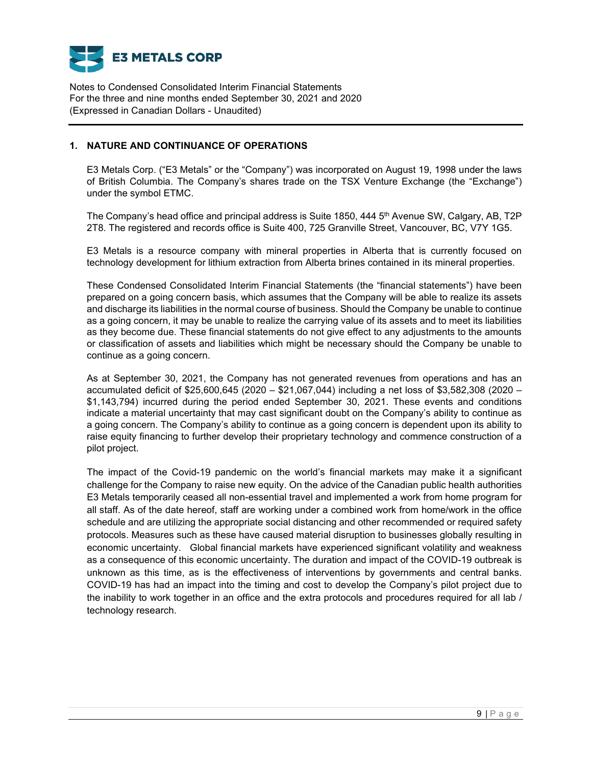## 1. NATURE AND CONTINUANCE OF OPERATIONS

E3 Metals Corp. ("E3 Metals" or the "Company") was incorporated on August 19, 1998 under the laws of British Columbia. The Company's shares trade on the TSX Venture Exchange (the "Exchange") under the symbol ETMC.

The Company's head office and principal address is Suite 1850, 444 5th Avenue SW, Calgary, AB, T2P 2T8. The registered and records office is Suite 400, 725 Granville Street, Vancouver, BC, V7Y 1G5.

E3 Metals is a resource company with mineral properties in Alberta that is currently focused on technology development for lithium extraction from Alberta brines contained in its mineral properties.

These Condensed Consolidated Interim Financial Statements (the "financial statements") have been prepared on a going concern basis, which assumes that the Company will be able to realize its assets and discharge its liabilities in the normal course of business. Should the Company be unable to continue as a going concern, it may be unable to realize the carrying value of its assets and to meet its liabilities as they become due. These financial statements do not give effect to any adjustments to the amounts or classification of assets and liabilities which might be necessary should the Company be unable to continue as a going concern.

As at September 30, 2021, the Company has not generated revenues from operations and has an accumulated deficit of $25,600,645 (2020 – $21,067,044) including a net loss of $3,582,308 (2020 – $1,143,794) incurred during the period ended September 30, 2021. These events and conditions indicate a material uncertainty that may cast significant doubt on the Company's ability to continue as a going concern. The Company's ability to continue as a going concern is dependent upon its ability to raise equity financing to further develop their proprietary technology and commence construction of a pilot project.

The impact of the Covid-19 pandemic on the world's financial markets may make it a significant challenge for the Company to raise new equity. On the advice of the Canadian public health authorities E3 Metals temporarily ceased all non-essential travel and implemented a work from home program for all staff. As of the date hereof, staff are working under a combined work from home/work in the office schedule and are utilizing the appropriate social distancing and other recommended or required safety protocols. Measures such as these have caused material disruption to businesses globally resulting in economic uncertainty. Global financial markets have experienced significant volatility and weakness as a consequence of this economic uncertainty. The duration and impact of the COVID-19 outbreak is unknown as this time, as is the effectiveness of interventions by governments and central banks. COVID-19 has had an impact into the timing and cost to develop the Company's pilot project due to the inability to work together in an office and the extra protocols and procedures required for all lab / technology research.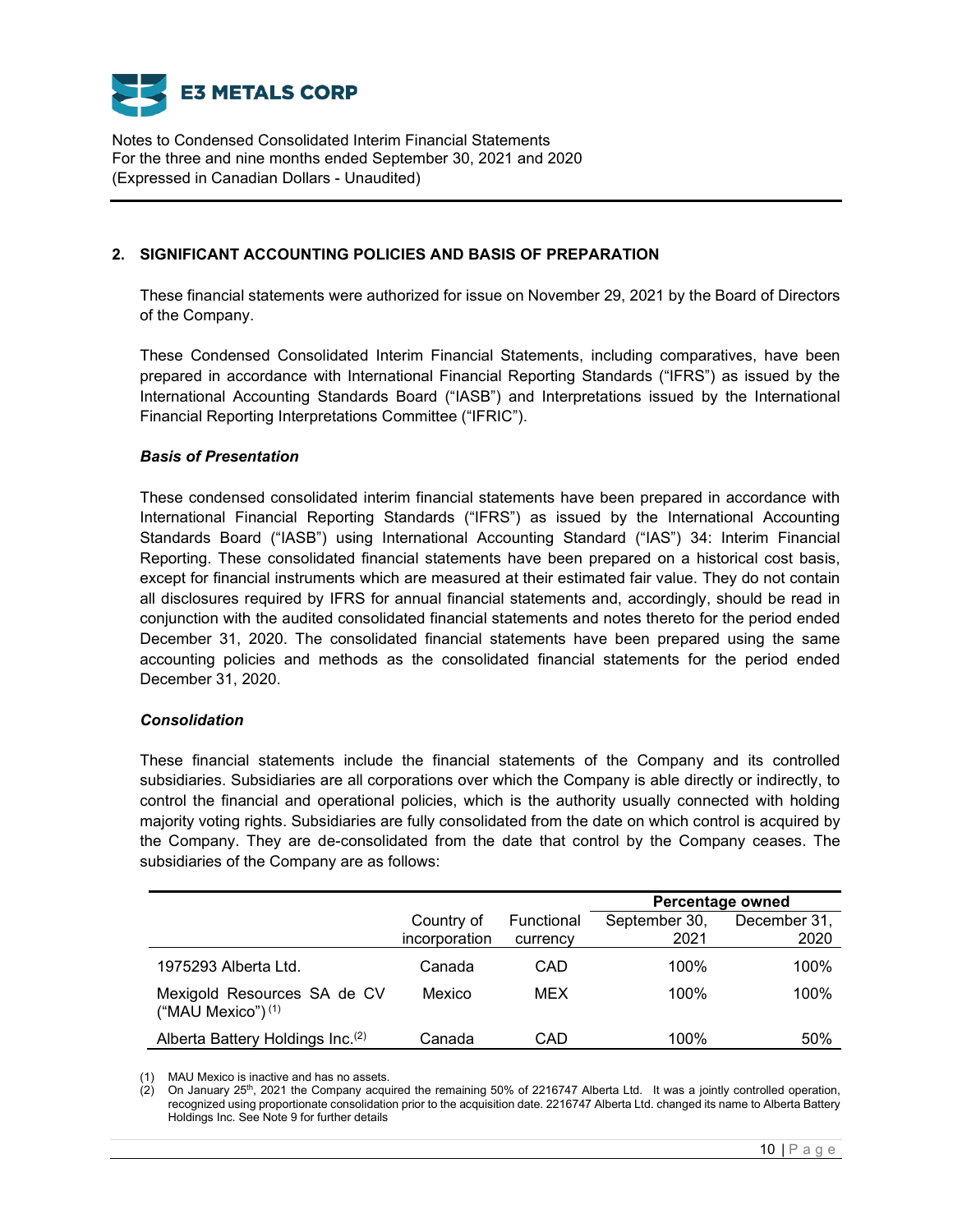## 2. SIGNIFICANT ACCOUNTING POLICIES AND BASIS OF PREPARATION

These financial statements were authorized for issue on November 29, 2021 by the Board of Directors of the Company.

These Condensed Consolidated Interim Financial Statements, including comparatives, have been prepared in accordance with International Financial Reporting Standards ("IFRS") as issued by the International Accounting Standards Board ("IASB") and Interpretations issued by the International Financial Reporting Interpretations Committee ("IFRIC").

### *Basis of Presentation*

These condensed consolidated interim financial statements have been prepared in accordance with International Financial Reporting Standards ("IFRS") as issued by the International Accounting Standards Board ("IASB") using International Accounting Standard ("IAS") 34: Interim Financial Reporting. These consolidated financial statements have been prepared on a historical cost basis, except for financial instruments which are measured at their estimated fair value. They do not contain all disclosures required by IFRS for annual financial statements and, accordingly, should be read in conjunction with the audited consolidated financial statements and notes thereto for the period ended December 31, 2020. The consolidated financial statements have been prepared using the same accounting policies and methods as the consolidated financial statements for the period ended December 31, 2020.

### *Consolidation*

These financial statements include the financial statements of the Company and its controlled subsidiaries. Subsidiaries are all corporations over which the Company is able directly or indirectly, to control the financial and operational policies, which is the authority usually connected with holding majority voting rights. Subsidiaries are fully consolidated from the date on which control is acquired by the Company. They are de-consolidated from the date that control by the Company ceases. The subsidiaries of the Company are as follows:

| | | | Percentage owned | |
|---|---|---|---|---|
| | Country of incorporation | Functional currency | September 30, 2021 | December 31, 2020 |
| 1975293 Alberta Ltd. | Canada | CAD | 100% | 100% |
| Mexigold Resources SA de CV ("MAU Mexico") (1) | Mexico | MEX | 100% | 100% |
| Alberta Battery Holdings Inc.(2) | Canada | CAD | 100% | 50% |

(1) MAU Mexico is inactive and has no assets.
(2) On January 25th, 2021 the Company acquired the remaining 50% of 2216747 Alberta Ltd. It was a jointly controlled operation, recognized using proportionate consolidation prior to the acquisition date. 2216747 Alberta Ltd. changed its name to Alberta Battery Holdings Inc. See Note 9 for further details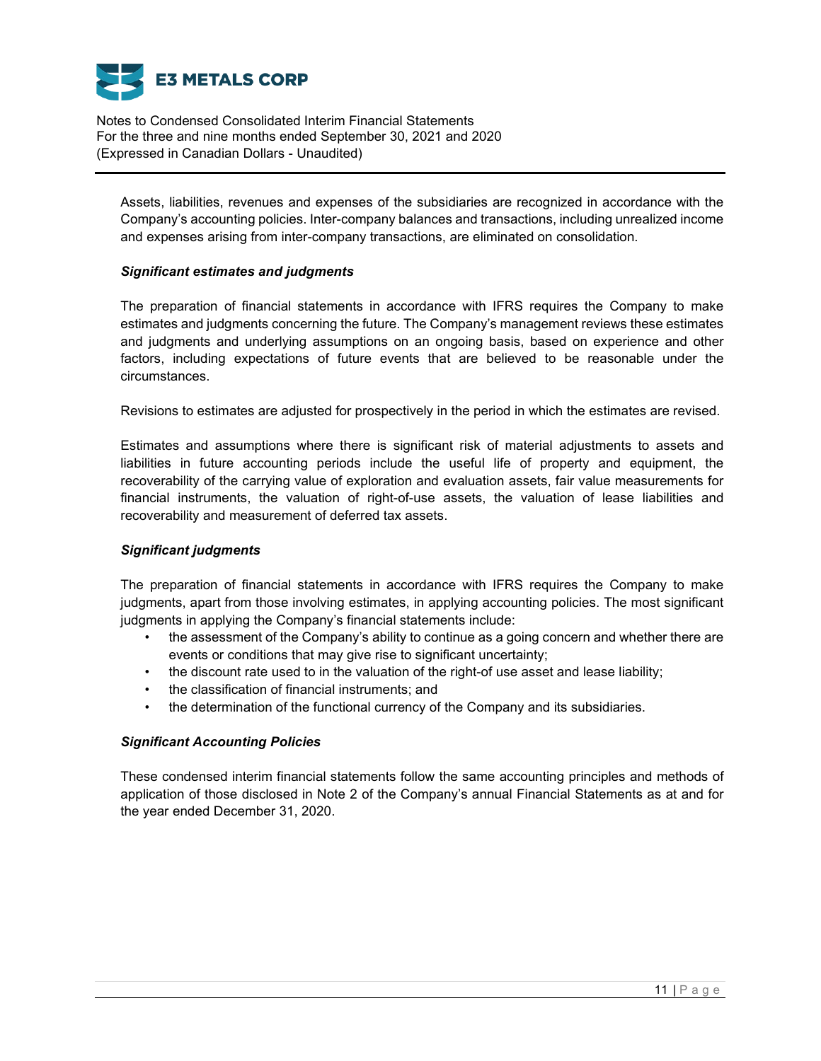Assets, liabilities, revenues and expenses of the subsidiaries are recognized in accordance with the Company's accounting policies. Inter-company balances and transactions, including unrealized income and expenses arising from inter-company transactions, are eliminated on consolidation.

***Significant estimates and judgments***

The preparation of financial statements in accordance with IFRS requires the Company to make estimates and judgments concerning the future. The Company's management reviews these estimates and judgments and underlying assumptions on an ongoing basis, based on experience and other factors, including expectations of future events that are believed to be reasonable under the circumstances.

Revisions to estimates are adjusted for prospectively in the period in which the estimates are revised.

Estimates and assumptions where there is significant risk of material adjustments to assets and liabilities in future accounting periods include the useful life of property and equipment, the recoverability of the carrying value of exploration and evaluation assets, fair value measurements for financial instruments, the valuation of right-of-use assets, the valuation of lease liabilities and recoverability and measurement of deferred tax assets.

***Significant judgments***

The preparation of financial statements in accordance with IFRS requires the Company to make judgments, apart from those involving estimates, in applying accounting policies. The most significant judgments in applying the Company's financial statements include:

- the assessment of the Company's ability to continue as a going concern and whether there are events or conditions that may give rise to significant uncertainty;
- the discount rate used to in the valuation of the right-of use asset and lease liability;
- the classification of financial instruments; and
- the determination of the functional currency of the Company and its subsidiaries.

***Significant Accounting Policies***

These condensed interim financial statements follow the same accounting principles and methods of application of those disclosed in Note 2 of the Company's annual Financial Statements as at and for the year ended December 31, 2020.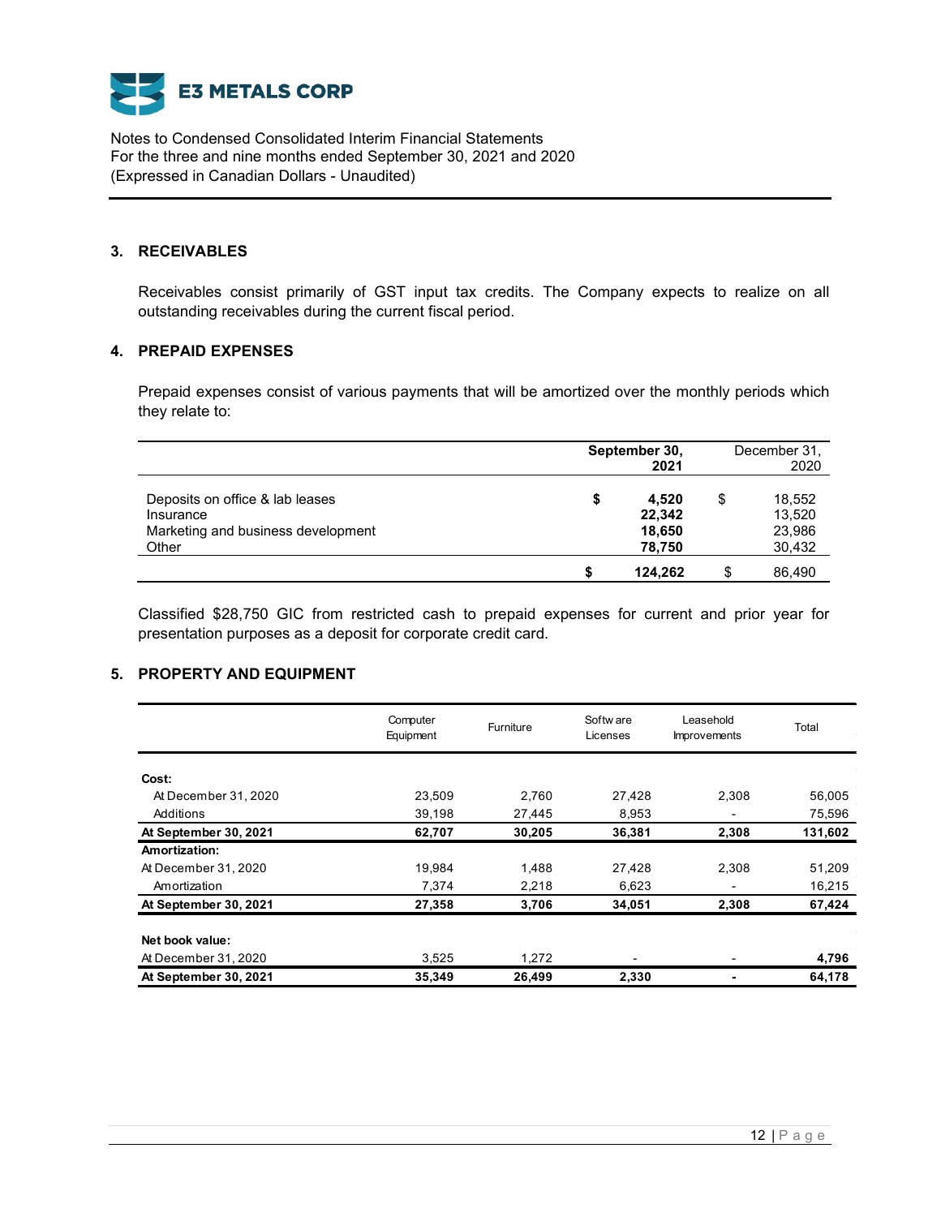## 3. RECEIVABLES

Receivables consist primarily of GST input tax credits. The Company expects to realize on all outstanding receivables during the current fiscal period.

## 4. PREPAID EXPENSES

Prepaid expenses consist of various payments that will be amortized over the monthly periods which they relate to:

| | **September 30, 2021** | December 31, 2020 |
|---|---|---|
| Deposits on office & lab leases | **$ 4,520** | $ 18,552 |
| Insurance | **22,342** | 13,520 |
| Marketing and business development | **18,650** | 23,986 |
| Other | **78,750** | 30,432 |
| | **$ 124,262** | $ 86,490 |

Classified $28,750 GIC from restricted cash to prepaid expenses for current and prior year for presentation purposes as a deposit for corporate credit card.

## 5. PROPERTY AND EQUIPMENT

| | Computer Equipment | Furniture | Software Licenses | Leasehold Improvements | Total |
|---|---|---|---|---|---|
| **Cost:** | | | | | |
| At December 31, 2020 | 23,509 | 2,760 | 27,428 | 2,308 | 56,005 |
| Additions | 39,198 | 27,445 | 8,953 | - | 75,596 |
| **At September 30, 2021** | **62,707** | **30,205** | **36,381** | **2,308** | **131,602** |
| **Amortization:** | | | | | |
| At December 31, 2020 | 19,984 | 1,488 | 27,428 | 2,308 | 51,209 |
| Amortization | 7,374 | 2,218 | 6,623 | - | 16,215 |
| **At September 30, 2021** | **27,358** | **3,706** | **34,051** | **2,308** | **67,424** |
| **Net book value:** | | | | | |
| At December 31, 2020 | 3,525 | 1,272 | - | - | **4,796** |
| **At September 30, 2021** | **35,349** | **26,499** | **2,330** | **-** | **64,178** |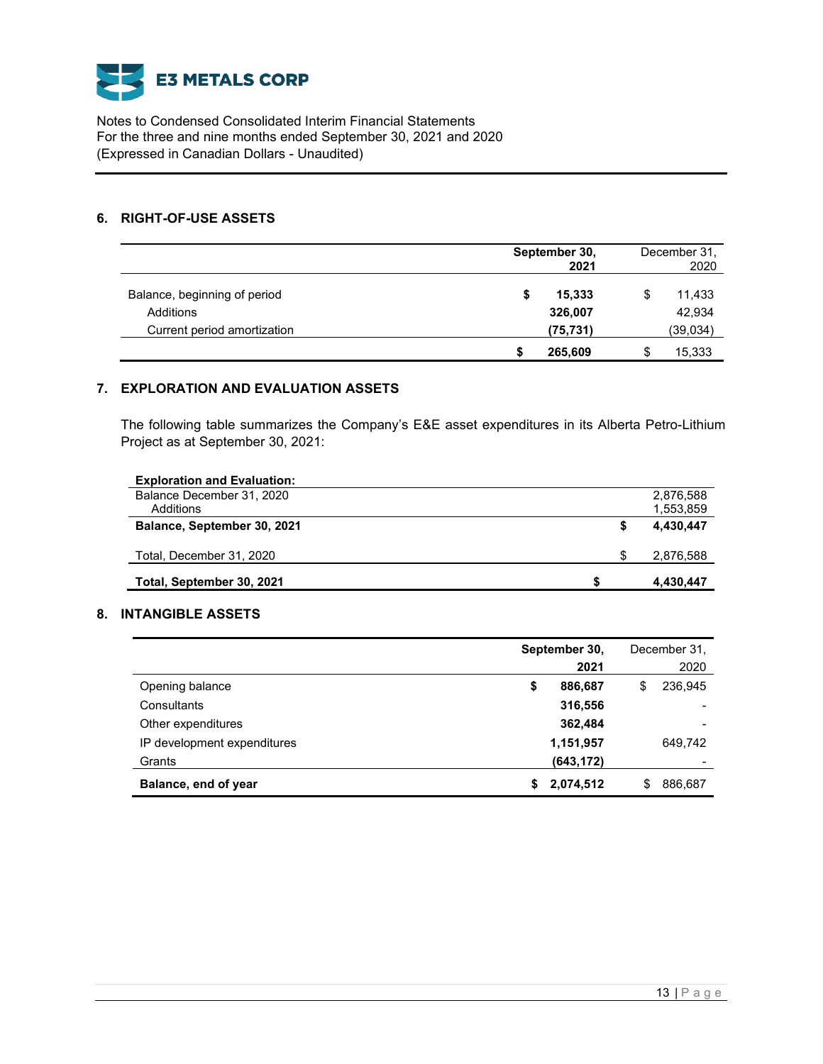## 6. RIGHT-OF-USE ASSETS

| | September 30, 2021 | December 31, 2020 |
|---|---|---|
| Balance, beginning of period | **$ 15,333** | $ 11,433 |
| Additions | **326,007** | 42,934 |
| Current period amortization | **(75,731)** | (39,034) |
| | **$ 265,609** | $ 15,333 |

## 7. EXPLORATION AND EVALUATION ASSETS

The following table summarizes the Company's E&E asset expenditures in its Alberta Petro-Lithium Project as at September 30, 2021:

| **Exploration and Evaluation:** | |
|---|---|
| Balance December 31, 2020 | 2,876,588 |
| Additions | 1,553,859 |
| **Balance, September 30, 2021** | **$ 4,430,447** |
| Total, December 31, 2020 | $ 2,876,588 |
| **Total, September 30, 2021** | **$ 4,430,447** |

## 8. INTANGIBLE ASSETS

| | September 30, 2021 | December 31, 2020 |
|---|---|---|
| Opening balance | **$ 886,687** | $ 236,945 |
| Consultants | **316,556** | - |
| Other expenditures | **362,484** | - |
| IP development expenditures | **1,151,957** | 649,742 |
| Grants | **(643,172)** | - |
| **Balance, end of year** | **$ 2,074,512** | $ 886,687 |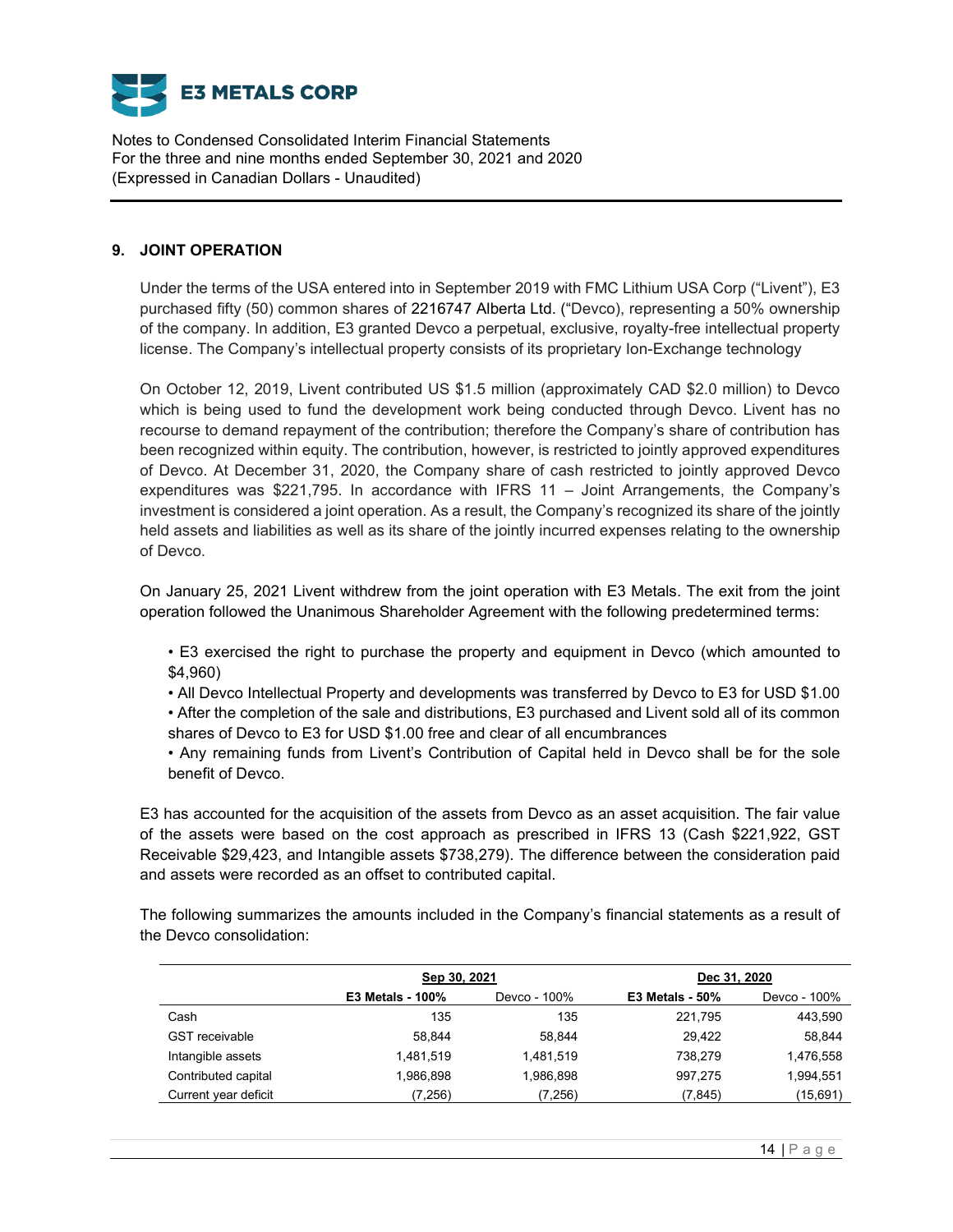## 9. JOINT OPERATION

Under the terms of the USA entered into in September 2019 with FMC Lithium USA Corp ("Livent"), E3 purchased fifty (50) common shares of 2216747 Alberta Ltd. ("Devco), representing a 50% ownership of the company. In addition, E3 granted Devco a perpetual, exclusive, royalty-free intellectual property license. The Company's intellectual property consists of its proprietary Ion-Exchange technology

On October 12, 2019, Livent contributed US $1.5 million (approximately CAD $2.0 million) to Devco which is being used to fund the development work being conducted through Devco. Livent has no recourse to demand repayment of the contribution; therefore the Company's share of contribution has been recognized within equity. The contribution, however, is restricted to jointly approved expenditures of Devco. At December 31, 2020, the Company share of cash restricted to jointly approved Devco expenditures was $221,795. In accordance with IFRS 11 – Joint Arrangements, the Company's investment is considered a joint operation. As a result, the Company's recognized its share of the jointly held assets and liabilities as well as its share of the jointly incurred expenses relating to the ownership of Devco.

On January 25, 2021 Livent withdrew from the joint operation with E3 Metals. The exit from the joint operation followed the Unanimous Shareholder Agreement with the following predetermined terms:

- E3 exercised the right to purchase the property and equipment in Devco (which amounted to $4,960)
- All Devco Intellectual Property and developments was transferred by Devco to E3 for USD $1.00
- After the completion of the sale and distributions, E3 purchased and Livent sold all of its common shares of Devco to E3 for USD $1.00 free and clear of all encumbrances
- Any remaining funds from Livent's Contribution of Capital held in Devco shall be for the sole benefit of Devco.

E3 has accounted for the acquisition of the assets from Devco as an asset acquisition. The fair value of the assets were based on the cost approach as prescribed in IFRS 13 (Cash $221,922, GST Receivable $29,423, and Intangible assets $738,279). The difference between the consideration paid and assets were recorded as an offset to contributed capital.

The following summarizes the amounts included in the Company's financial statements as a result of the Devco consolidation:

| | Sep 30, 2021 | | Dec 31, 2020 | |
|---|---|---|---|---|
| | **E3 Metals - 100%** | Devco - 100% | **E3 Metals - 50%** | Devco - 100% |
| Cash | 135 | 135 | 221,795 | 443,590 |
| GST receivable | 58,844 | 58,844 | 29,422 | 58,844 |
| Intangible assets | 1,481,519 | 1,481,519 | 738,279 | 1,476,558 |
| Contributed capital | 1,986,898 | 1,986,898 | 997,275 | 1,994,551 |
| Current year deficit | (7,256) | (7,256) | (7,845) | (15,691) |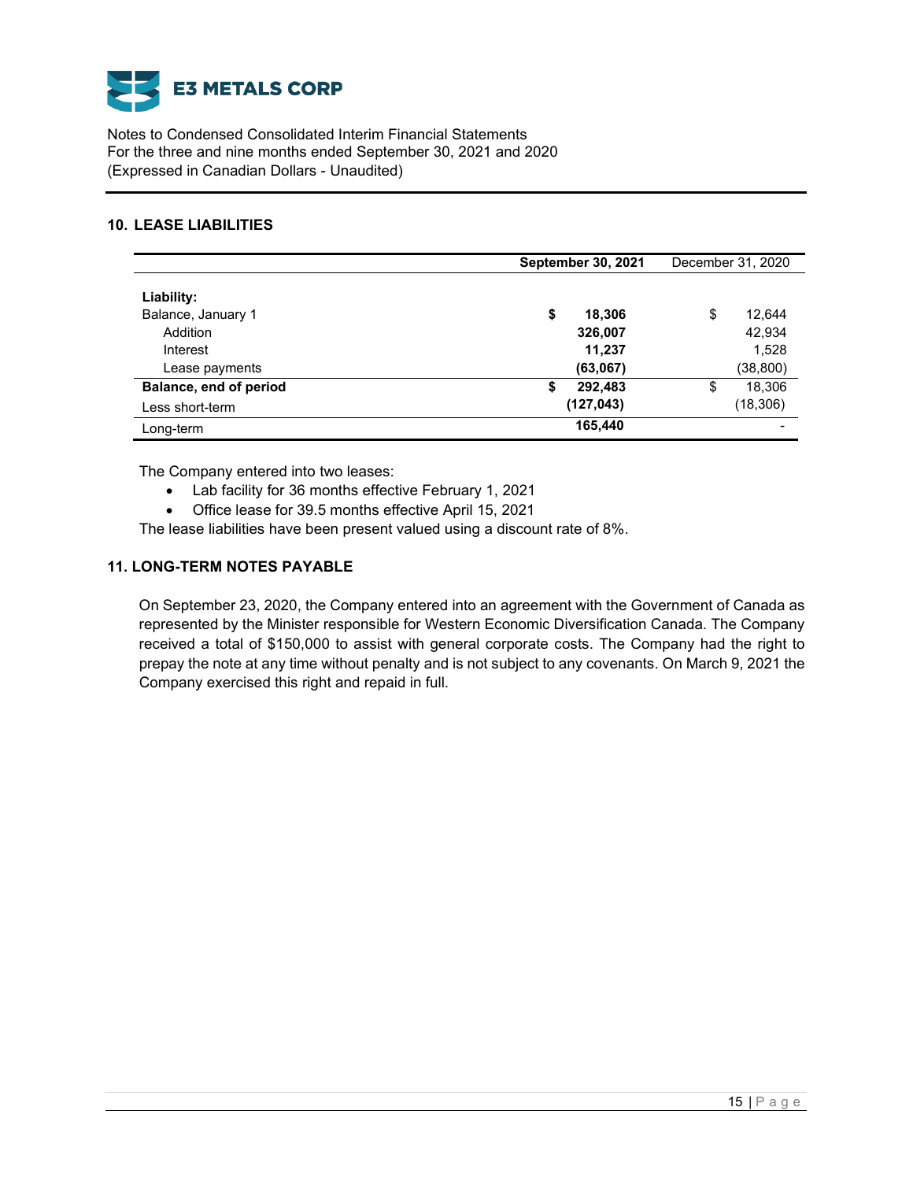## 10. LEASE LIABILITIES

| | **September 30, 2021** | December 31, 2020 |
|---|---|---|
| **Liability:** | | |
| Balance, January 1 | **$ 18,306** | $ 12,644 |
| Addition | **326,007** | 42,934 |
| Interest | **11,237** | 1,528 |
| Lease payments | **(63,067)** | (38,800) |
| **Balance, end of period** | **$ 292,483** | $ 18,306 |
| Less short-term | **(127,043)** | (18,306) |
| Long-term | **165,440** | - |

The Company entered into two leases:

- Lab facility for 36 months effective February 1, 2021
- Office lease for 39.5 months effective April 15, 2021

The lease liabilities have been present valued using a discount rate of 8%.

## 11. LONG-TERM NOTES PAYABLE

On September 23, 2020, the Company entered into an agreement with the Government of Canada as represented by the Minister responsible for Western Economic Diversification Canada. The Company received a total of $150,000 to assist with general corporate costs. The Company had the right to prepay the note at any time without penalty and is not subject to any covenants. On March 9, 2021 the Company exercised this right and repaid in full.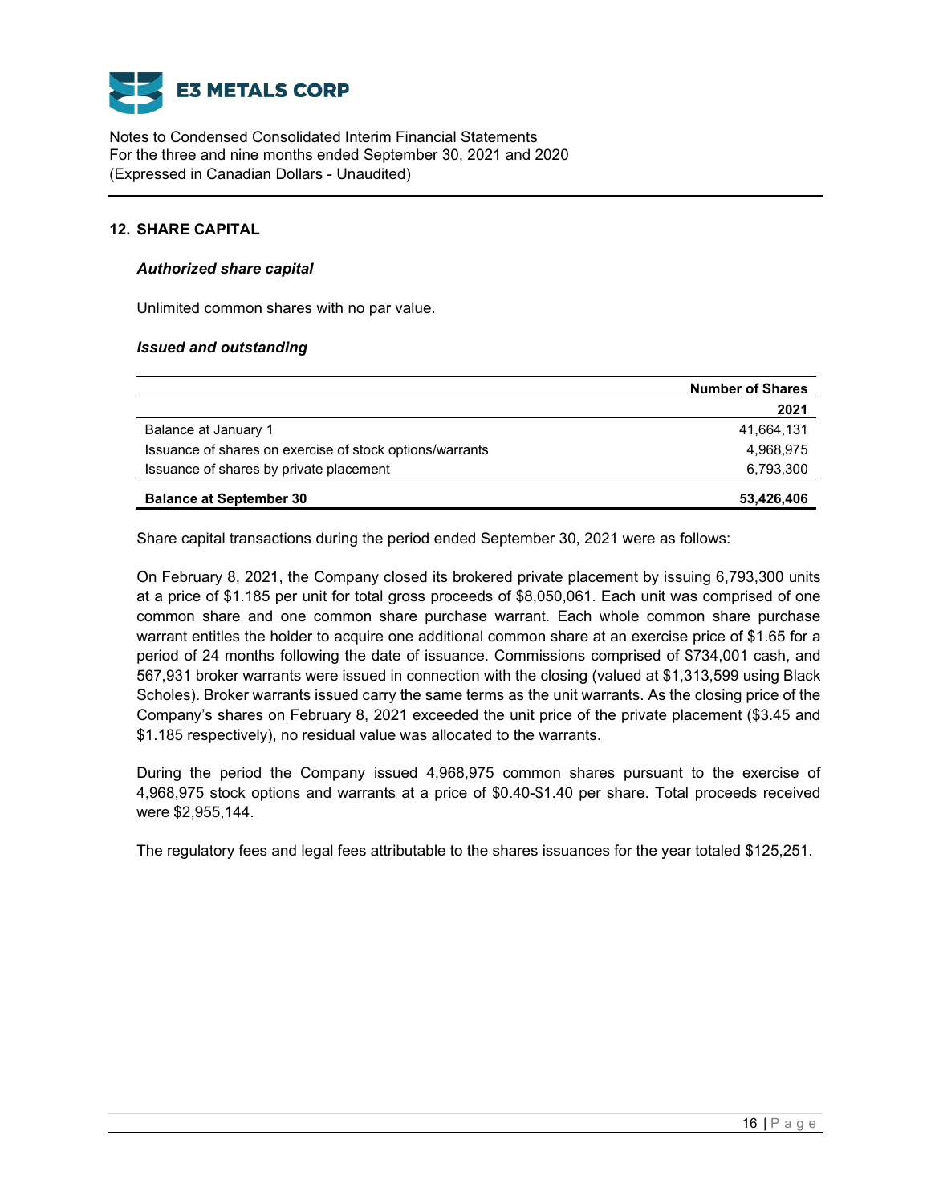## 12. SHARE CAPITAL

### *Authorized share capital*

Unlimited common shares with no par value.

### *Issued and outstanding*

| | Number of Shares |
|---|---|
| | **2021** |
| Balance at January 1 | 41,664,131 |
| Issuance of shares on exercise of stock options/warrants | 4,968,975 |
| Issuance of shares by private placement | 6,793,300 |
| **Balance at September 30** | **53,426,406** |

Share capital transactions during the period ended September 30, 2021 were as follows:

On February 8, 2021, the Company closed its brokered private placement by issuing 6,793,300 units at a price of $1.185 per unit for total gross proceeds of $8,050,061. Each unit was comprised of one common share and one common share purchase warrant. Each whole common share purchase warrant entitles the holder to acquire one additional common share at an exercise price of $1.65 for a period of 24 months following the date of issuance. Commissions comprised of $734,001 cash, and 567,931 broker warrants were issued in connection with the closing (valued at $1,313,599 using Black Scholes). Broker warrants issued carry the same terms as the unit warrants. As the closing price of the Company's shares on February 8, 2021 exceeded the unit price of the private placement ($3.45 and $1.185 respectively), no residual value was allocated to the warrants.

During the period the Company issued 4,968,975 common shares pursuant to the exercise of 4,968,975 stock options and warrants at a price of $0.40-$1.40 per share. Total proceeds received were $2,955,144.

The regulatory fees and legal fees attributable to the shares issuances for the year totaled $125,251.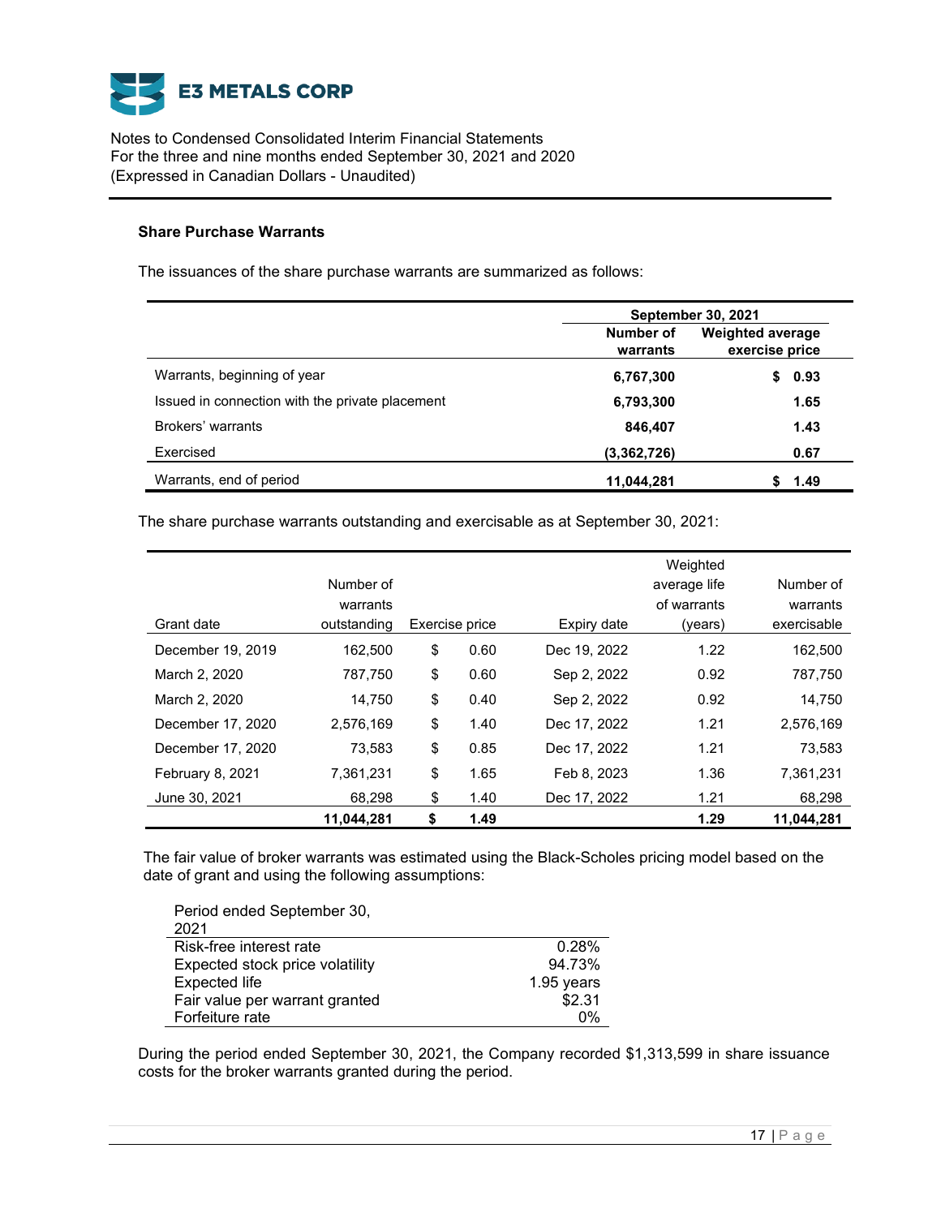### Share Purchase Warrants

The issuances of the share purchase warrants are summarized as follows:

| | September 30, 2021 | |
|---|---|---|
| | **Number of warrants** | **Weighted average exercise price** |
| Warrants, beginning of year | **6,767,300** | **$ 0.93** |
| Issued in connection with the private placement | **6,793,300** | **1.65** |
| Brokers' warrants | **846,407** | **1.43** |
| Exercised | **(3,362,726)** | **0.67** |
| Warrants, end of period | **11,044,281** | **$ 1.49** |

The share purchase warrants outstanding and exercisable as at September 30, 2021:

| Grant date | Number of warrants outstanding | Exercise price | Expiry date | Weighted average life of warrants (years) | Number of warrants exercisable |
|---|---|---|---|---|---|
| December 19, 2019 | 162,500 | $ 0.60 | Dec 19, 2022 | 1.22 | 162,500 |
| March 2, 2020 | 787,750 | $ 0.60 | Sep 2, 2022 | 0.92 | 787,750 |
| March 2, 2020 | 14,750 | $ 0.40 | Sep 2, 2022 | 0.92 | 14,750 |
| December 17, 2020 | 2,576,169 | $ 1.40 | Dec 17, 2022 | 1.21 | 2,576,169 |
| December 17, 2020 | 73,583 | $ 0.85 | Dec 17, 2022 | 1.21 | 73,583 |
| February 8, 2021 | 7,361,231 | $ 1.65 | Feb 8, 2023 | 1.36 | 7,361,231 |
| June 30, 2021 | 68,298 | $ 1.40 | Dec 17, 2022 | 1.21 | 68,298 |
| | **11,044,281** | **$ 1.49** | | **1.29** | **11,044,281** |

The fair value of broker warrants was estimated using the Black-Scholes pricing model based on the date of grant and using the following assumptions:

| Period ended September 30, 2021 | |
|---|---|
| Risk-free interest rate | 0.28% |
| Expected stock price volatility | 94.73% |
| Expected life | 1.95 years |
| Fair value per warrant granted | $2.31 |
| Forfeiture rate | 0% |

During the period ended September 30, 2021, the Company recorded $1,313,599 in share issuance costs for the broker warrants granted during the period.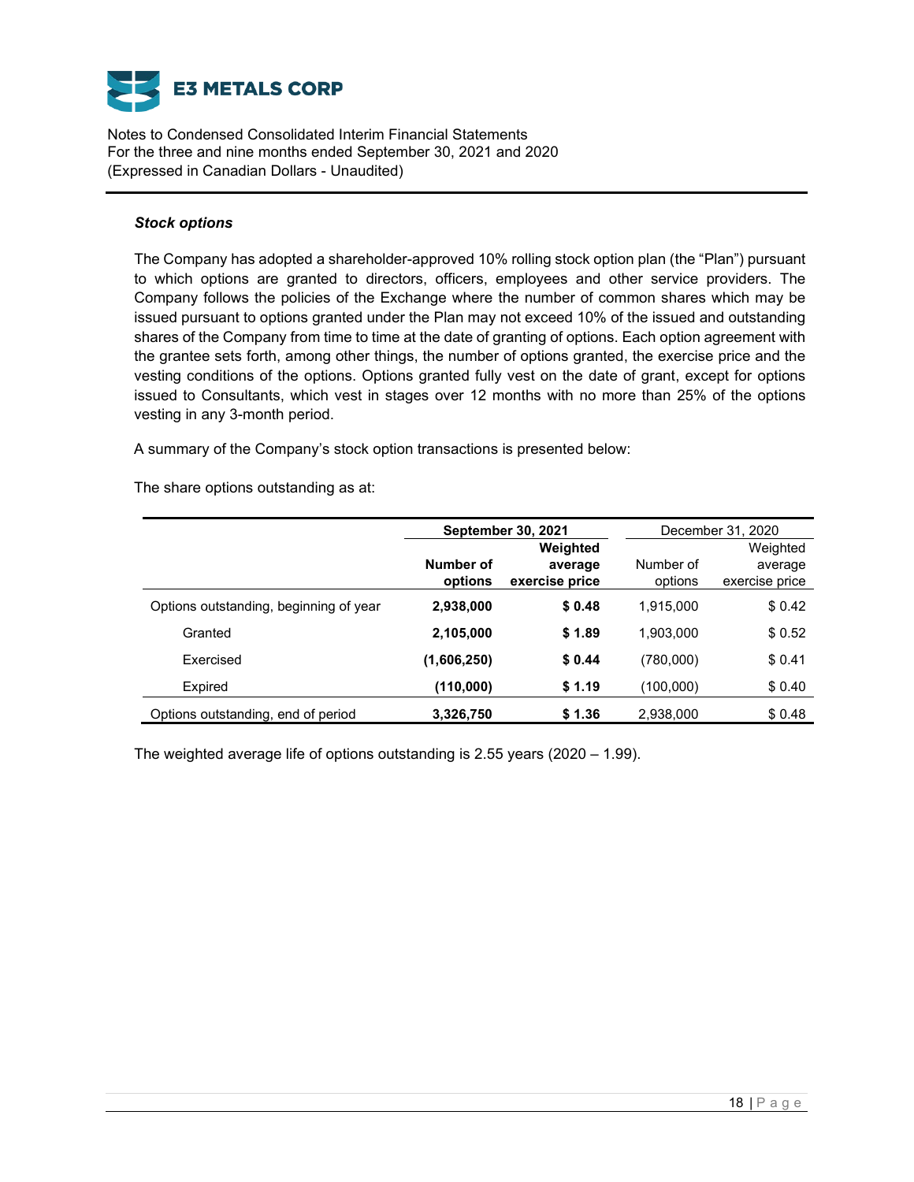### *Stock options*

The Company has adopted a shareholder-approved 10% rolling stock option plan (the "Plan") pursuant to which options are granted to directors, officers, employees and other service providers. The Company follows the policies of the Exchange where the number of common shares which may be issued pursuant to options granted under the Plan may not exceed 10% of the issued and outstanding shares of the Company from time to time at the date of granting of options. Each option agreement with the grantee sets forth, among other things, the number of options granted, the exercise price and the vesting conditions of the options. Options granted fully vest on the date of grant, except for options issued to Consultants, which vest in stages over 12 months with no more than 25% of the options vesting in any 3-month period.

A summary of the Company's stock option transactions is presented below:

The share options outstanding as at:

| | **September 30, 2021** | | December 31, 2020 | |
|---|---|---|---|---|
| | **Number of options** | **Weighted average exercise price** | Number of options | Weighted average exercise price |
| Options outstanding, beginning of year | **2,938,000** | **$ 0.48** | 1,915,000 | $ 0.42 |
| Granted | **2,105,000** | **$ 1.89** | 1,903,000 | $ 0.52 |
| Exercised | **(1,606,250)** | **$ 0.44** | (780,000) | $ 0.41 |
| Expired | **(110,000)** | **$ 1.19** | (100,000) | $ 0.40 |
| Options outstanding, end of period | **3,326,750** | **$ 1.36** | 2,938,000 | $ 0.48 |

The weighted average life of options outstanding is 2.55 years (2020 – 1.99).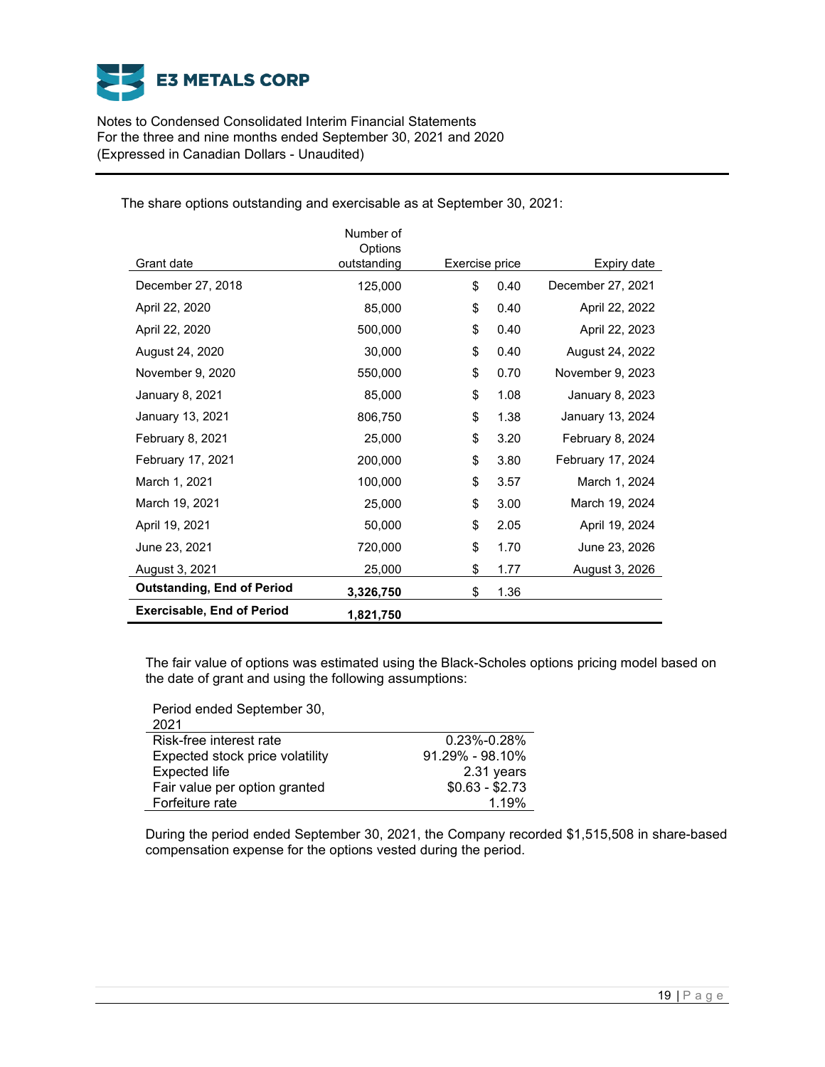The share options outstanding and exercisable as at September 30, 2021:

| Grant date | Number of Options outstanding | Exercise price | Expiry date |
|---|---|---|---|
| December 27, 2018 | 125,000 | $ 0.40 | December 27, 2021 |
| April 22, 2020 | 85,000 | $ 0.40 | April 22, 2022 |
| April 22, 2020 | 500,000 | $ 0.40 | April 22, 2023 |
| August 24, 2020 | 30,000 | $ 0.40 | August 24, 2022 |
| November 9, 2020 | 550,000 | $ 0.70 | November 9, 2023 |
| January 8, 2021 | 85,000 | $ 1.08 | January 8, 2023 |
| January 13, 2021 | 806,750 | $ 1.38 | January 13, 2024 |
| February 8, 2021 | 25,000 | $ 3.20 | February 8, 2024 |
| February 17, 2021 | 200,000 | $ 3.80 | February 17, 2024 |
| March 1, 2021 | 100,000 | $ 3.57 | March 1, 2024 |
| March 19, 2021 | 25,000 | $ 3.00 | March 19, 2024 |
| April 19, 2021 | 50,000 | $ 2.05 | April 19, 2024 |
| June 23, 2021 | 720,000 | $ 1.70 | June 23, 2026 |
| August 3, 2021 | 25,000 | $ 1.77 | August 3, 2026 |
| **Outstanding, End of Period** | **3,326,750** | $ 1.36 | |
| **Exercisable, End of Period** | **1,821,750** | | |

The fair value of options was estimated using the Black-Scholes options pricing model based on the date of grant and using the following assumptions:

| Period ended September 30, 2021 | |
|---|---|
| Risk-free interest rate | 0.23%-0.28% |
| Expected stock price volatility | 91.29% - 98.10% |
| Expected life | 2.31 years |
| Fair value per option granted | $0.63 - $2.73 |
| Forfeiture rate | 1.19% |

During the period ended September 30, 2021, the Company recorded $1,515,508 in share-based compensation expense for the options vested during the period.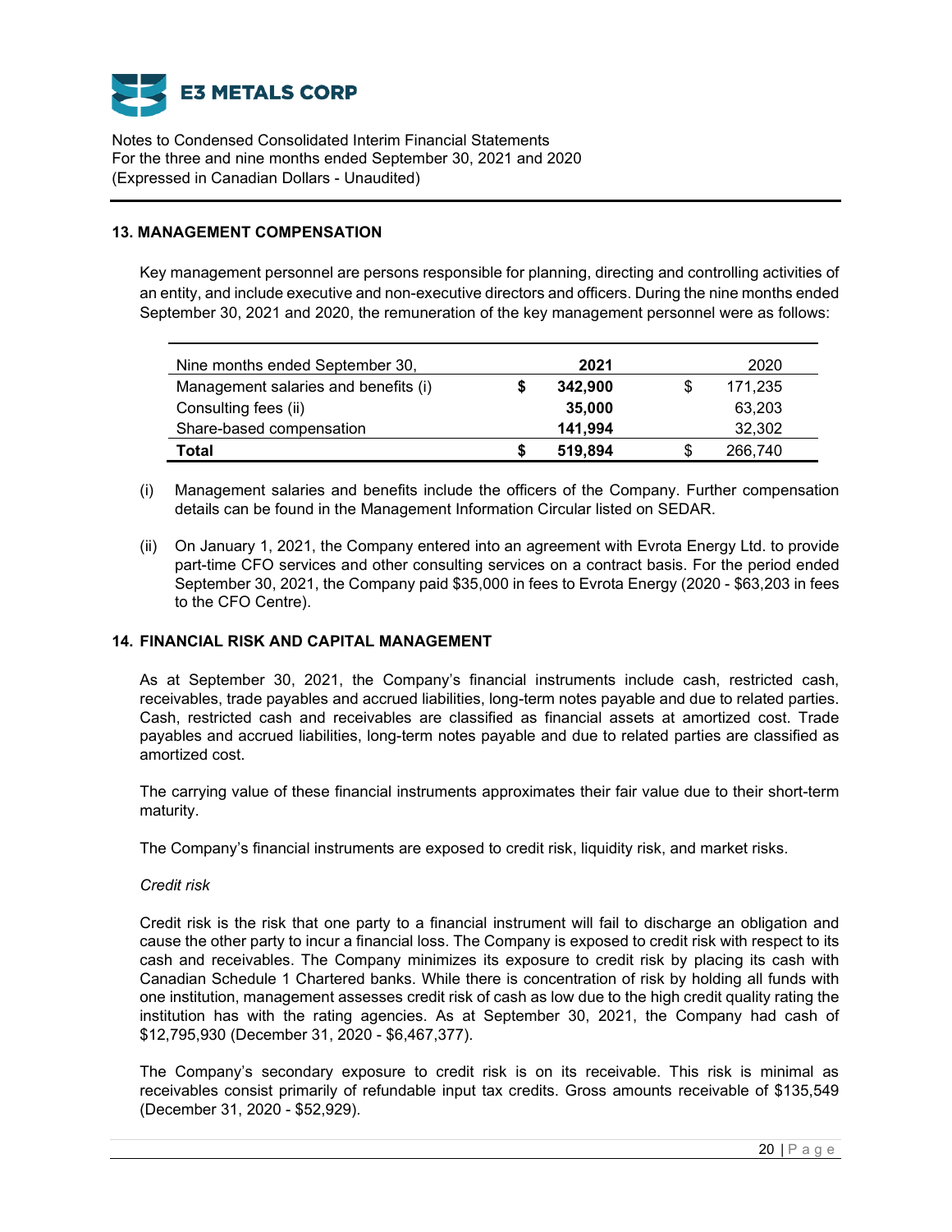## 13. MANAGEMENT COMPENSATION

Key management personnel are persons responsible for planning, directing and controlling activities of an entity, and include executive and non-executive directors and officers. During the nine months ended September 30, 2021 and 2020, the remuneration of the key management personnel were as follows:

| Nine months ended September 30, | 2021 | 2020 |
|---|---|---|
| Management salaries and benefits (i) | **$ 342,900** | $ 171,235 |
| Consulting fees (ii) | **35,000** | 63,203 |
| Share-based compensation | **141,994** | 32,302 |
| **Total** | **$ 519,894** | $ 266,740 |

(i) Management salaries and benefits include the officers of the Company. Further compensation details can be found in the Management Information Circular listed on SEDAR.

(ii) On January 1, 2021, the Company entered into an agreement with Evrota Energy Ltd. to provide part-time CFO services and other consulting services on a contract basis. For the period ended September 30, 2021, the Company paid $35,000 in fees to Evrota Energy (2020 - $63,203 in fees to the CFO Centre).

## 14. FINANCIAL RISK AND CAPITAL MANAGEMENT

As at September 30, 2021, the Company's financial instruments include cash, restricted cash, receivables, trade payables and accrued liabilities, long-term notes payable and due to related parties. Cash, restricted cash and receivables are classified as financial assets at amortized cost. Trade payables and accrued liabilities, long-term notes payable and due to related parties are classified as amortized cost.

The carrying value of these financial instruments approximates their fair value due to their short-term maturity.

The Company's financial instruments are exposed to credit risk, liquidity risk, and market risks.

*Credit risk*

Credit risk is the risk that one party to a financial instrument will fail to discharge an obligation and cause the other party to incur a financial loss. The Company is exposed to credit risk with respect to its cash and receivables. The Company minimizes its exposure to credit risk by placing its cash with Canadian Schedule 1 Chartered banks. While there is concentration of risk by holding all funds with one institution, management assesses credit risk of cash as low due to the high credit quality rating the institution has with the rating agencies. As at September 30, 2021, the Company had cash of $12,795,930 (December 31, 2020 - $6,467,377).

The Company's secondary exposure to credit risk is on its receivable. This risk is minimal as receivables consist primarily of refundable input tax credits. Gross amounts receivable of $135,549 (December 31, 2020 - $52,929).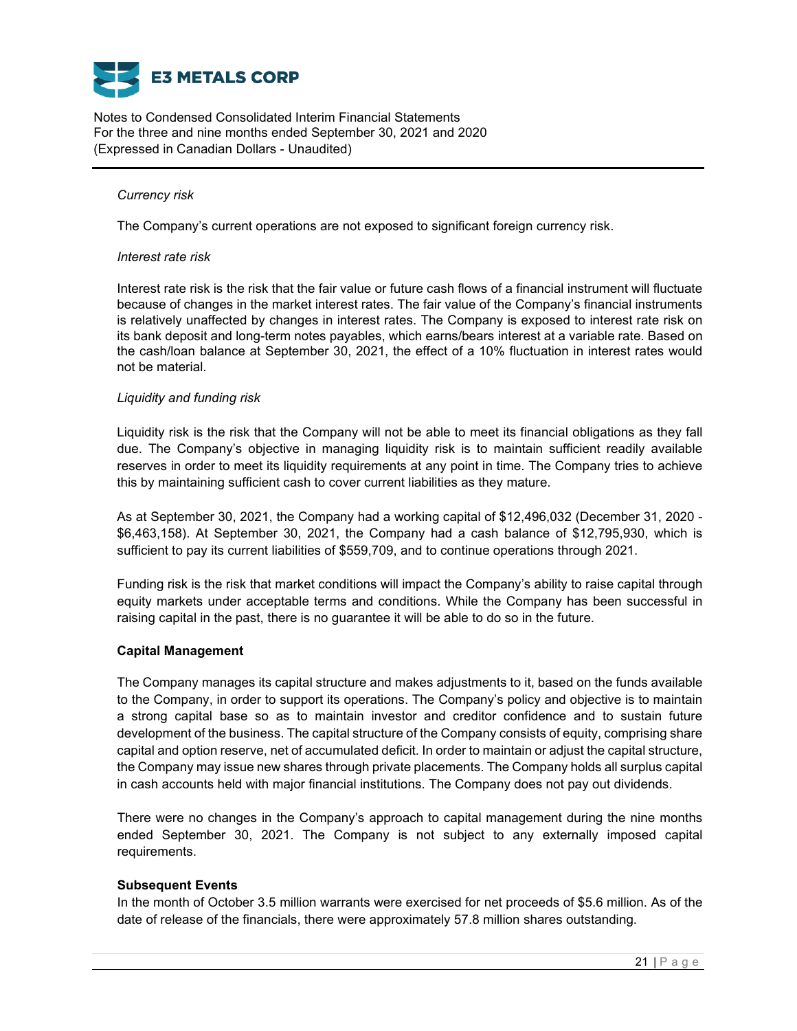*Currency risk*

The Company's current operations are not exposed to significant foreign currency risk.

*Interest rate risk*

Interest rate risk is the risk that the fair value or future cash flows of a financial instrument will fluctuate because of changes in the market interest rates. The fair value of the Company's financial instruments is relatively unaffected by changes in interest rates. The Company is exposed to interest rate risk on its bank deposit and long-term notes payables, which earns/bears interest at a variable rate. Based on the cash/loan balance at September 30, 2021, the effect of a 10% fluctuation in interest rates would not be material.

*Liquidity and funding risk*

Liquidity risk is the risk that the Company will not be able to meet its financial obligations as they fall due. The Company's objective in managing liquidity risk is to maintain sufficient readily available reserves in order to meet its liquidity requirements at any point in time. The Company tries to achieve this by maintaining sufficient cash to cover current liabilities as they mature.

As at September 30, 2021, the Company had a working capital of $12,496,032 (December 31, 2020 - $6,463,158). At September 30, 2021, the Company had a cash balance of $12,795,930, which is sufficient to pay its current liabilities of $559,709, and to continue operations through 2021.

Funding risk is the risk that market conditions will impact the Company's ability to raise capital through equity markets under acceptable terms and conditions. While the Company has been successful in raising capital in the past, there is no guarantee it will be able to do so in the future.

**Capital Management**

The Company manages its capital structure and makes adjustments to it, based on the funds available to the Company, in order to support its operations. The Company's policy and objective is to maintain a strong capital base so as to maintain investor and creditor confidence and to sustain future development of the business. The capital structure of the Company consists of equity, comprising share capital and option reserve, net of accumulated deficit. In order to maintain or adjust the capital structure, the Company may issue new shares through private placements. The Company holds all surplus capital in cash accounts held with major financial institutions. The Company does not pay out dividends.

There were no changes in the Company's approach to capital management during the nine months ended September 30, 2021. The Company is not subject to any externally imposed capital requirements.

**Subsequent Events**

In the month of October 3.5 million warrants were exercised for net proceeds of $5.6 million. As of the date of release of the financials, there were approximately 57.8 million shares outstanding.